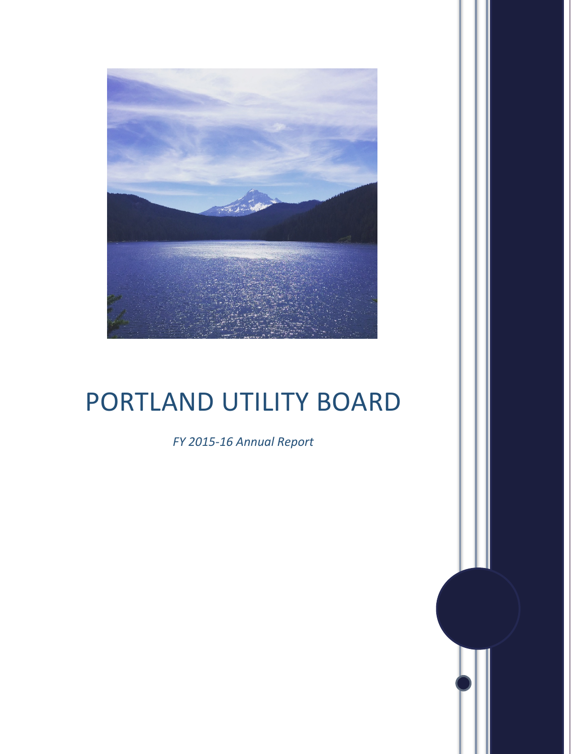# PORTLAND UTILITY BOARD

*FY 2015-16 Annual Report*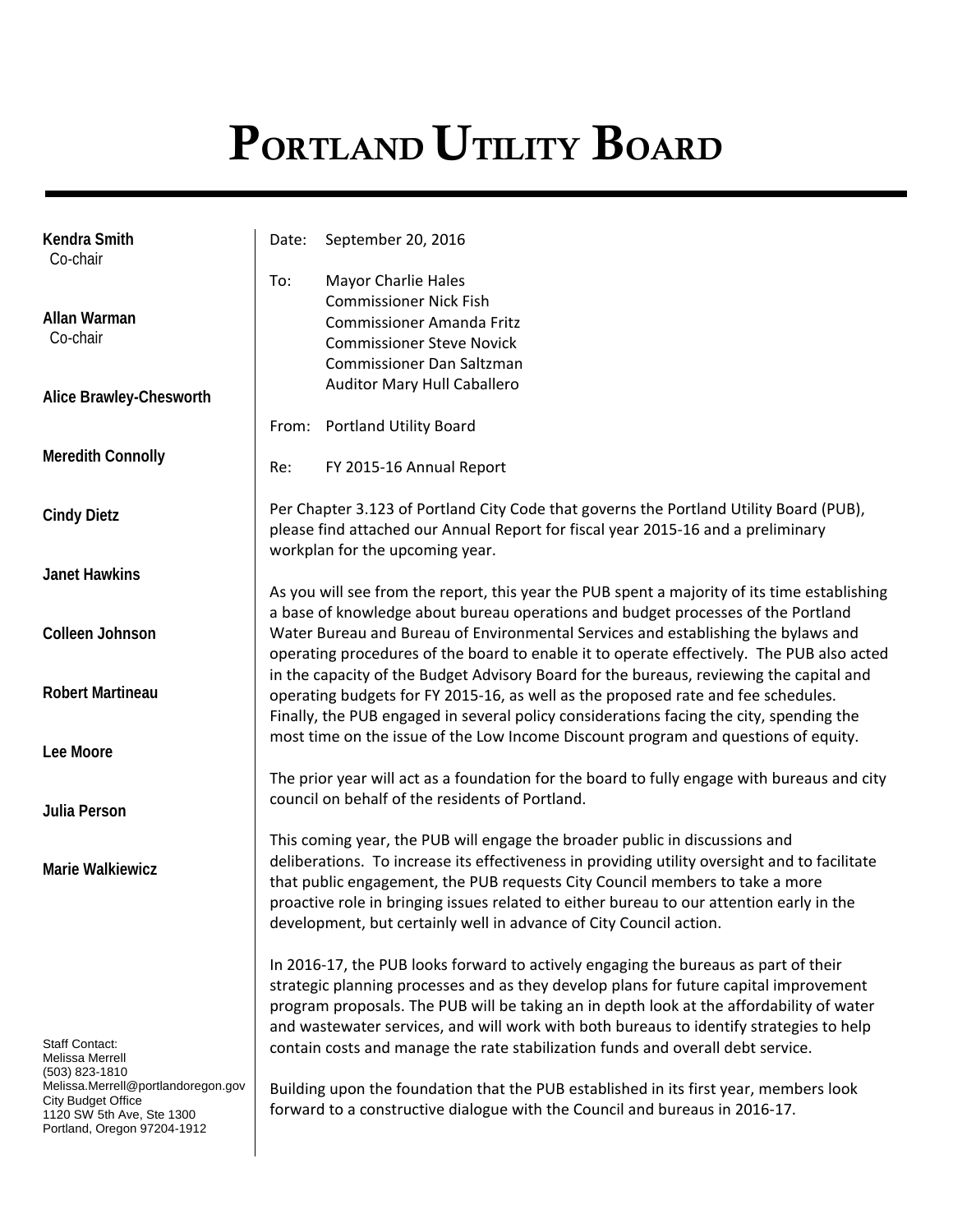# Portland Utility Board

**Kendra Smith**
Co-chair

**Allan Warman**
Co-chair

**Alice Brawley-Chesworth**

**Meredith Connolly**

**Cindy Dietz**

**Janet Hawkins**

**Colleen Johnson**

**Robert Martineau**

**Lee Moore**

**Julia Person**

**Marie Walkiewicz**

Staff Contact:
Melissa Merrell
(503) 823-1810
Melissa.Merrell@portlandoregon.gov
City Budget Office
1120 SW 5th Ave, Ste 1300
Portland, Oregon 97204-1912

Date: September 20, 2016

To: Mayor Charlie Hales
Commissioner Nick Fish
Commissioner Amanda Fritz
Commissioner Steve Novick
Commissioner Dan Saltzman
Auditor Mary Hull Caballero

From: Portland Utility Board

Re: FY 2015-16 Annual Report

Per Chapter 3.123 of Portland City Code that governs the Portland Utility Board (PUB), please find attached our Annual Report for fiscal year 2015-16 and a preliminary workplan for the upcoming year.

As you will see from the report, this year the PUB spent a majority of its time establishing a base of knowledge about bureau operations and budget processes of the Portland Water Bureau and Bureau of Environmental Services and establishing the bylaws and operating procedures of the board to enable it to operate effectively. The PUB also acted in the capacity of the Budget Advisory Board for the bureaus, reviewing the capital and operating budgets for FY 2015-16, as well as the proposed rate and fee schedules. Finally, the PUB engaged in several policy considerations facing the city, spending the most time on the issue of the Low Income Discount program and questions of equity.

The prior year will act as a foundation for the board to fully engage with bureaus and city council on behalf of the residents of Portland.

This coming year, the PUB will engage the broader public in discussions and deliberations. To increase its effectiveness in providing utility oversight and to facilitate that public engagement, the PUB requests City Council members to take a more proactive role in bringing issues related to either bureau to our attention early in the development, but certainly well in advance of City Council action.

In 2016-17, the PUB looks forward to actively engaging the bureaus as part of their strategic planning processes and as they develop plans for future capital improvement program proposals. The PUB will be taking an in depth look at the affordability of water and wastewater services, and will work with both bureaus to identify strategies to help contain costs and manage the rate stabilization funds and overall debt service.

Building upon the foundation that the PUB established in its first year, members look forward to a constructive dialogue with the Council and bureaus in 2016-17.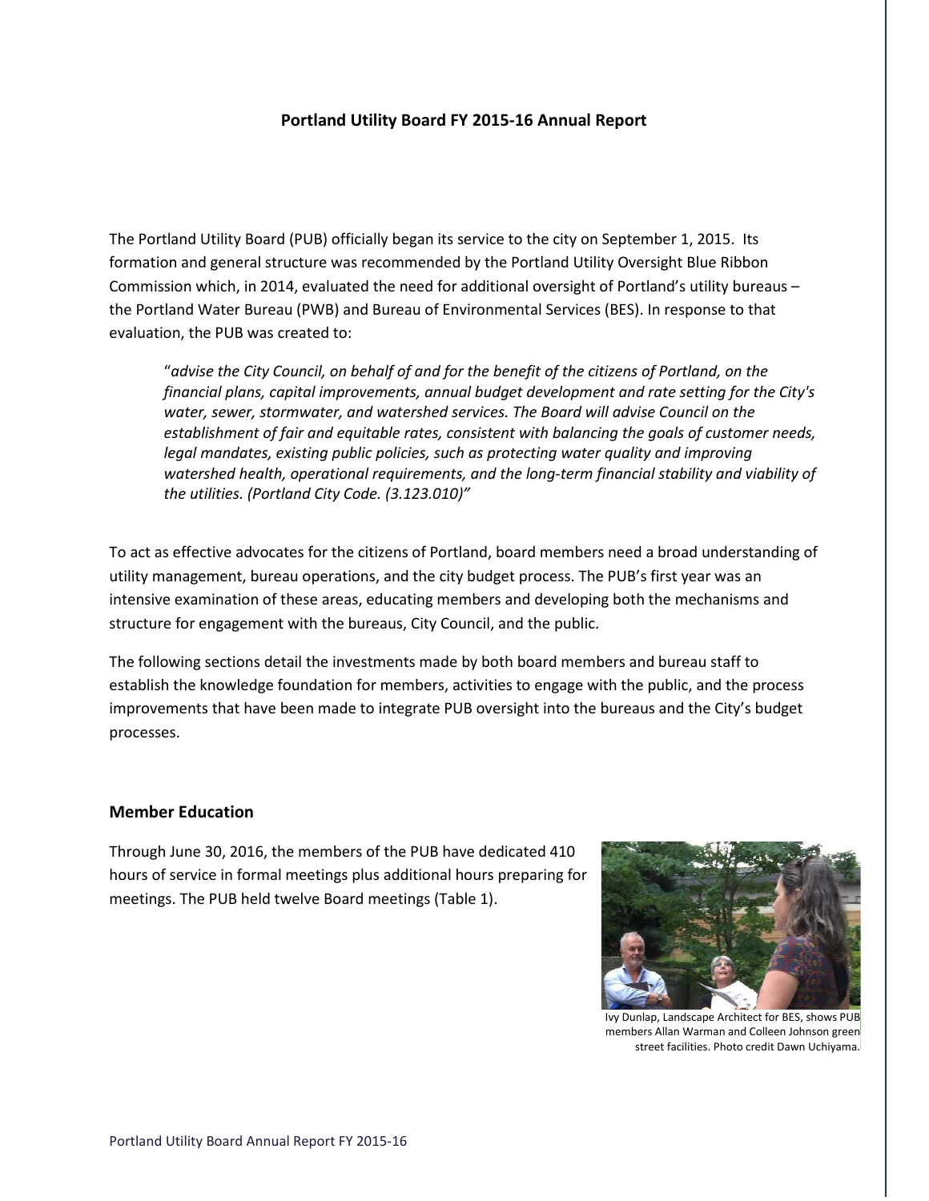**Portland Utility Board FY 2015-16 Annual Report**

The Portland Utility Board (PUB) officially began its service to the city on September 1, 2015. Its formation and general structure was recommended by the Portland Utility Oversight Blue Ribbon Commission which, in 2014, evaluated the need for additional oversight of Portland's utility bureaus – the Portland Water Bureau (PWB) and Bureau of Environmental Services (BES). In response to that evaluation, the PUB was created to:

> "*advise the City Council, on behalf of and for the benefit of the citizens of Portland, on the financial plans, capital improvements, annual budget development and rate setting for the City's water, sewer, stormwater, and watershed services. The Board will advise Council on the establishment of fair and equitable rates, consistent with balancing the goals of customer needs, legal mandates, existing public policies, such as protecting water quality and improving watershed health, operational requirements, and the long-term financial stability and viability of the utilities. (Portland City Code. (3.123.010)*"

To act as effective advocates for the citizens of Portland, board members need a broad understanding of utility management, bureau operations, and the city budget process. The PUB's first year was an intensive examination of these areas, educating members and developing both the mechanisms and structure for engagement with the bureaus, City Council, and the public.

The following sections detail the investments made by both board members and bureau staff to establish the knowledge foundation for members, activities to engage with the public, and the process improvements that have been made to integrate PUB oversight into the bureaus and the City's budget processes.

**Member Education**

Through June 30, 2016, the members of the PUB have dedicated 410 hours of service in formal meetings plus additional hours preparing for meetings. The PUB held twelve Board meetings (Table 1).

Ivy Dunlap, Landscape Architect for BES, shows PUB members Allan Warman and Colleen Johnson green street facilities. Photo credit Dawn Uchiyama.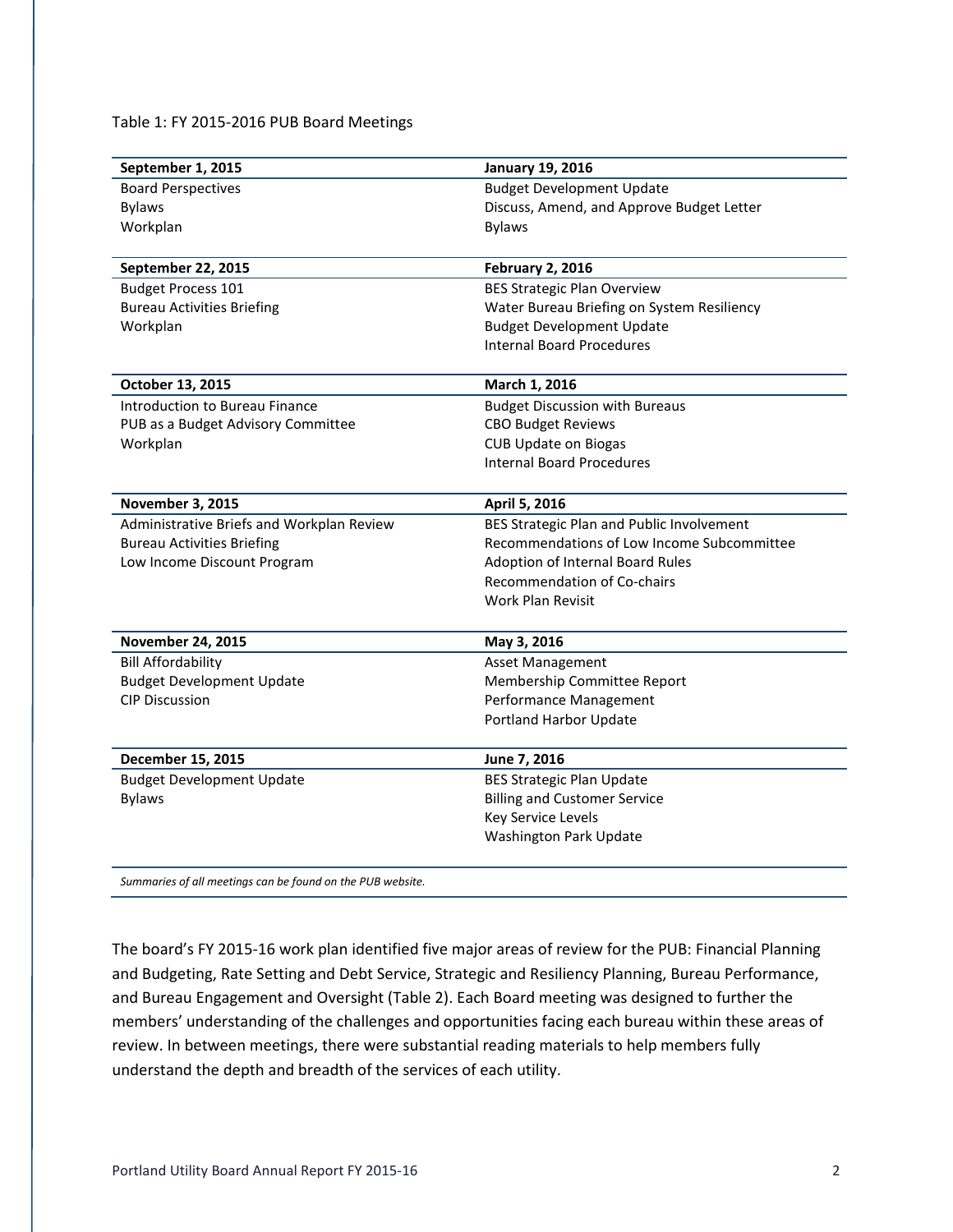Table 1: FY 2015-2016 PUB Board Meetings

| **September 1, 2015** | **January 19, 2016** |
|---|---|
| Board Perspectives<br>Bylaws<br>Workplan | Budget Development Update<br>Discuss, Amend, and Approve Budget Letter<br>Bylaws |
| **September 22, 2015** | **February 2, 2016** |
| Budget Process 101<br>Bureau Activities Briefing<br>Workplan | BES Strategic Plan Overview<br>Water Bureau Briefing on System Resiliency<br>Budget Development Update<br>Internal Board Procedures |
| **October 13, 2015** | **March 1, 2016** |
| Introduction to Bureau Finance<br>PUB as a Budget Advisory Committee<br>Workplan | Budget Discussion with Bureaus<br>CBO Budget Reviews<br>CUB Update on Biogas<br>Internal Board Procedures |
| **November 3, 2015** | **April 5, 2016** |
| Administrative Briefs and Workplan Review<br>Bureau Activities Briefing<br>Low Income Discount Program | BES Strategic Plan and Public Involvement<br>Recommendations of Low Income Subcommittee<br>Adoption of Internal Board Rules<br>Recommendation of Co-chairs<br>Work Plan Revisit |
| **November 24, 2015** | **May 3, 2016** |
| Bill Affordability<br>Budget Development Update<br>CIP Discussion | Asset Management<br>Membership Committee Report<br>Performance Management<br>Portland Harbor Update |
| **December 15, 2015** | **June 7, 2016** |
| Budget Development Update<br>Bylaws | BES Strategic Plan Update<br>Billing and Customer Service<br>Key Service Levels<br>Washington Park Update |

*Summaries of all meetings can be found on the PUB website.*

The board's FY 2015-16 work plan identified five major areas of review for the PUB: Financial Planning and Budgeting, Rate Setting and Debt Service, Strategic and Resiliency Planning, Bureau Performance, and Bureau Engagement and Oversight (Table 2). Each Board meeting was designed to further the members' understanding of the challenges and opportunities facing each bureau within these areas of review. In between meetings, there were substantial reading materials to help members fully understand the depth and breadth of the services of each utility.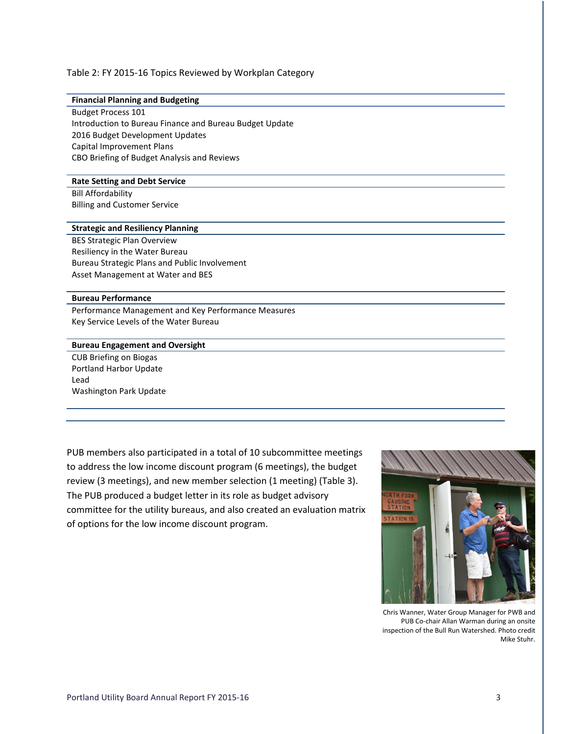Table 2: FY 2015-16 Topics Reviewed by Workplan Category

| **Financial Planning and Budgeting** |
|---|
| Budget Process 101 |
| Introduction to Bureau Finance and Bureau Budget Update |
| 2016 Budget Development Updates |
| Capital Improvement Plans |
| CBO Briefing of Budget Analysis and Reviews |
| **Rate Setting and Debt Service** |
| Bill Affordability |
| Billing and Customer Service |
| **Strategic and Resiliency Planning** |
| BES Strategic Plan Overview |
| Resiliency in the Water Bureau |
| Bureau Strategic Plans and Public Involvement |
| Asset Management at Water and BES |
| **Bureau Performance** |
| Performance Management and Key Performance Measures |
| Key Service Levels of the Water Bureau |
| **Bureau Engagement and Oversight** |
| CUB Briefing on Biogas |
| Portland Harbor Update |
| Lead |
| Washington Park Update |

PUB members also participated in a total of 10 subcommittee meetings to address the low income discount program (6 meetings), the budget review (3 meetings), and new member selection (1 meeting) (Table 3). The PUB produced a budget letter in its role as budget advisory committee for the utility bureaus, and also created an evaluation matrix of options for the low income discount program.

Chris Wanner, Water Group Manager for PWB and PUB Co-chair Allan Warman during an onsite inspection of the Bull Run Watershed. Photo credit Mike Stuhr.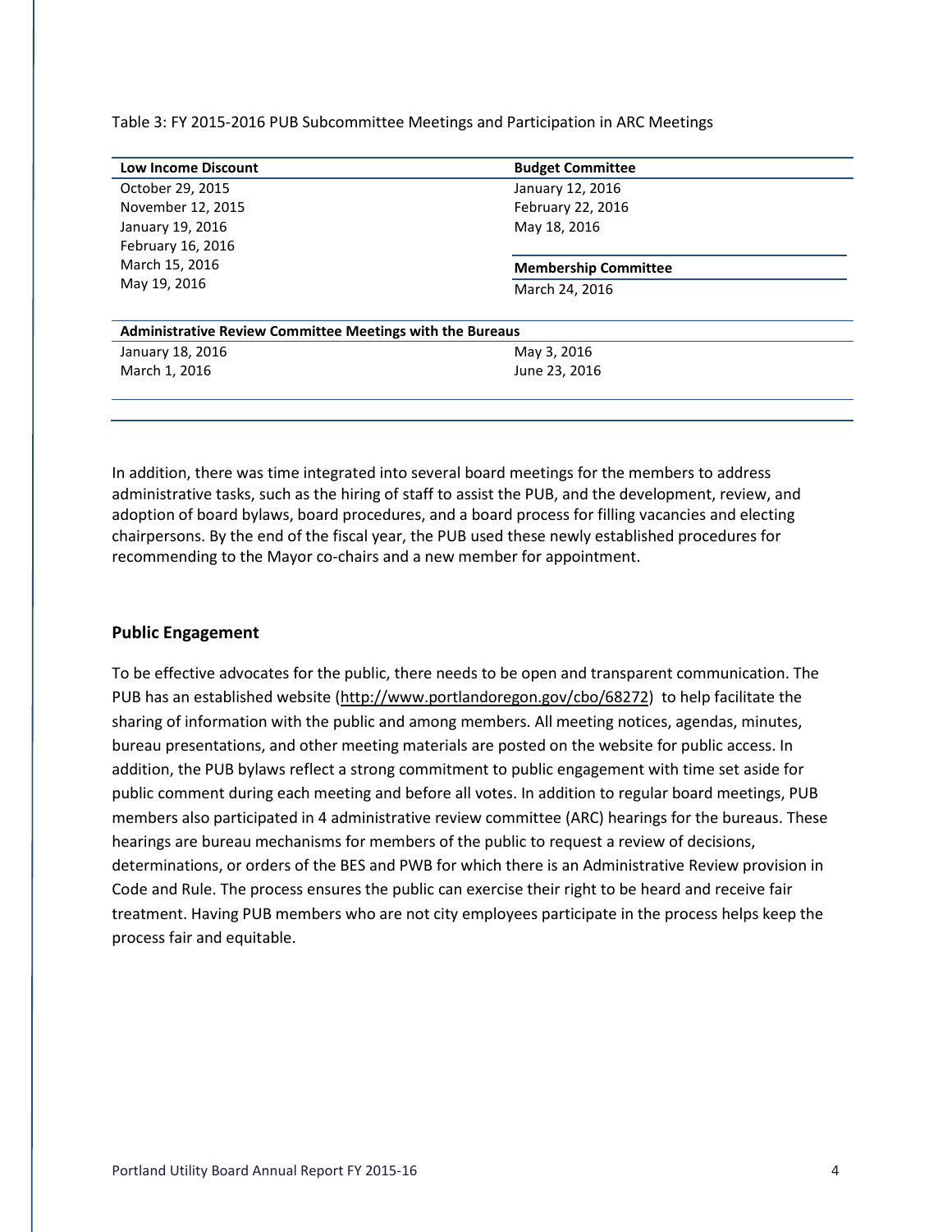Table 3: FY 2015-2016 PUB Subcommittee Meetings and Participation in ARC Meetings

| Low Income Discount | Budget Committee |
| --- | --- |
| October 29, 2015 | January 12, 2016 |
| November 12, 2015 | February 22, 2016 |
| January 19, 2016 | May 18, 2016 |
| February 16, 2016 | **Membership Committee** |
| March 15, 2016 | March 24, 2016 |
| May 19, 2016 | |
| **Administrative Review Committee Meetings with the Bureaus** | |
| January 18, 2016 | May 3, 2016 |
| March 1, 2016 | June 23, 2016 |

In addition, there was time integrated into several board meetings for the members to address administrative tasks, such as the hiring of staff to assist the PUB, and the development, review, and adoption of board bylaws, board procedures, and a board process for filling vacancies and electing chairpersons. By the end of the fiscal year, the PUB used these newly established procedures for recommending to the Mayor co-chairs and a new member for appointment.

## Public Engagement

To be effective advocates for the public, there needs to be open and transparent communication. The PUB has an established website (http://www.portlandoregon.gov/cbo/68272) to help facilitate the sharing of information with the public and among members. All meeting notices, agendas, minutes, bureau presentations, and other meeting materials are posted on the website for public access. In addition, the PUB bylaws reflect a strong commitment to public engagement with time set aside for public comment during each meeting and before all votes. In addition to regular board meetings, PUB members also participated in 4 administrative review committee (ARC) hearings for the bureaus. These hearings are bureau mechanisms for members of the public to request a review of decisions, determinations, or orders of the BES and PWB for which there is an Administrative Review provision in Code and Rule. The process ensures the public can exercise their right to be heard and receive fair treatment. Having PUB members who are not city employees participate in the process helps keep the process fair and equitable.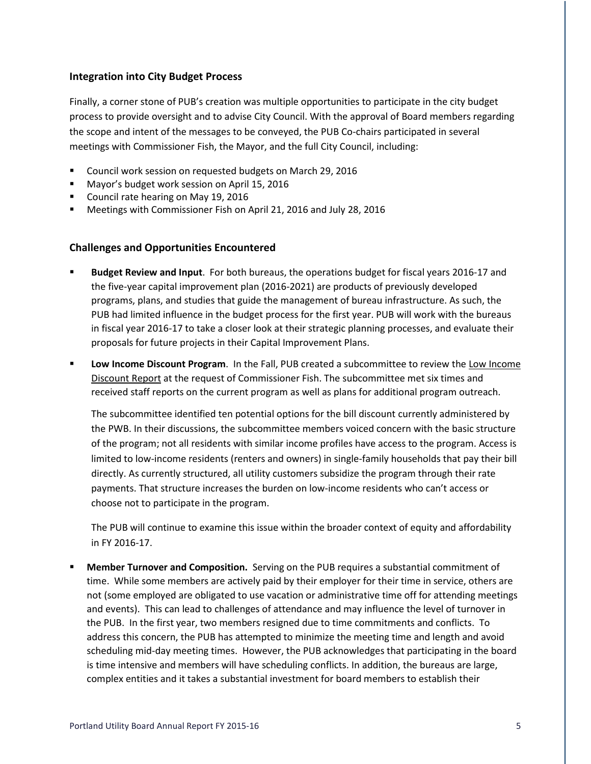### Integration into City Budget Process

Finally, a corner stone of PUB's creation was multiple opportunities to participate in the city budget process to provide oversight and to advise City Council. With the approval of Board members regarding the scope and intent of the messages to be conveyed, the PUB Co-chairs participated in several meetings with Commissioner Fish, the Mayor, and the full City Council, including:

- Council work session on requested budgets on March 29, 2016
- Mayor's budget work session on April 15, 2016
- Council rate hearing on May 19, 2016
- Meetings with Commissioner Fish on April 21, 2016 and July 28, 2016

### Challenges and Opportunities Encountered

- **Budget Review and Input**. For both bureaus, the operations budget for fiscal years 2016-17 and the five-year capital improvement plan (2016-2021) are products of previously developed programs, plans, and studies that guide the management of bureau infrastructure. As such, the PUB had limited influence in the budget process for the first year. PUB will work with the bureaus in fiscal year 2016-17 to take a closer look at their strategic planning processes, and evaluate their proposals for future projects in their Capital Improvement Plans.

- **Low Income Discount Program**. In the Fall, PUB created a subcommittee to review the Low Income Discount Report at the request of Commissioner Fish. The subcommittee met six times and received staff reports on the current program as well as plans for additional program outreach.

  The subcommittee identified ten potential options for the bill discount currently administered by the PWB. In their discussions, the subcommittee members voiced concern with the basic structure of the program; not all residents with similar income profiles have access to the program. Access is limited to low-income residents (renters and owners) in single-family households that pay their bill directly. As currently structured, all utility customers subsidize the program through their rate payments. That structure increases the burden on low-income residents who can't access or choose not to participate in the program.

  The PUB will continue to examine this issue within the broader context of equity and affordability in FY 2016-17.

- **Member Turnover and Composition.** Serving on the PUB requires a substantial commitment of time. While some members are actively paid by their employer for their time in service, others are not (some employed are obligated to use vacation or administrative time off for attending meetings and events). This can lead to challenges of attendance and may influence the level of turnover in the PUB. In the first year, two members resigned due to time commitments and conflicts. To address this concern, the PUB has attempted to minimize the meeting time and length and avoid scheduling mid-day meeting times. However, the PUB acknowledges that participating in the board is time intensive and members will have scheduling conflicts. In addition, the bureaus are large, complex entities and it takes a substantial investment for board members to establish their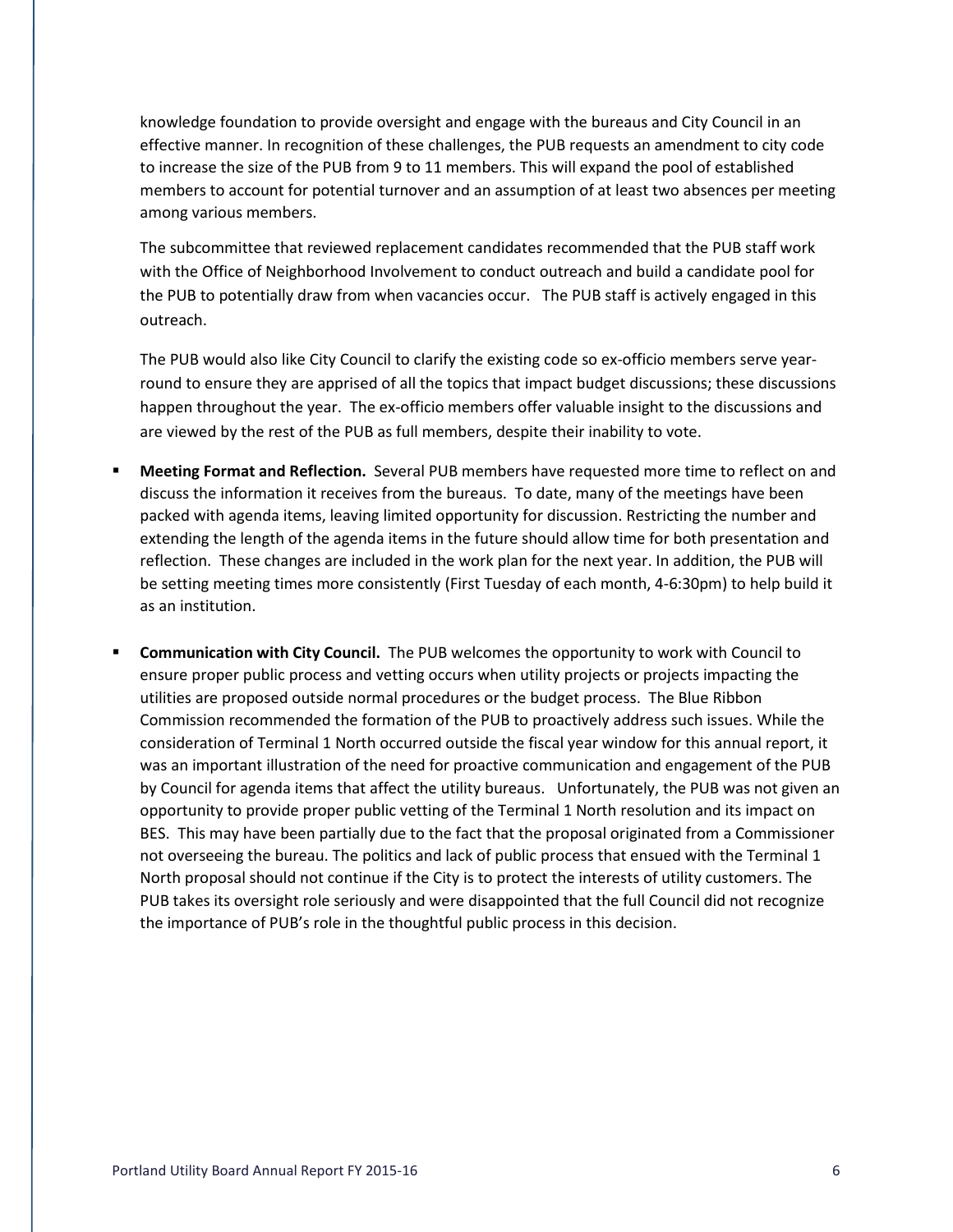knowledge foundation to provide oversight and engage with the bureaus and City Council in an effective manner. In recognition of these challenges, the PUB requests an amendment to city code to increase the size of the PUB from 9 to 11 members. This will expand the pool of established members to account for potential turnover and an assumption of at least two absences per meeting among various members.

The subcommittee that reviewed replacement candidates recommended that the PUB staff work with the Office of Neighborhood Involvement to conduct outreach and build a candidate pool for the PUB to potentially draw from when vacancies occur. The PUB staff is actively engaged in this outreach.

The PUB would also like City Council to clarify the existing code so ex-officio members serve year-round to ensure they are apprised of all the topics that impact budget discussions; these discussions happen throughout the year. The ex-officio members offer valuable insight to the discussions and are viewed by the rest of the PUB as full members, despite their inability to vote.

- **Meeting Format and Reflection.** Several PUB members have requested more time to reflect on and discuss the information it receives from the bureaus. To date, many of the meetings have been packed with agenda items, leaving limited opportunity for discussion. Restricting the number and extending the length of the agenda items in the future should allow time for both presentation and reflection. These changes are included in the work plan for the next year. In addition, the PUB will be setting meeting times more consistently (First Tuesday of each month, 4-6:30pm) to help build it as an institution.

- **Communication with City Council.** The PUB welcomes the opportunity to work with Council to ensure proper public process and vetting occurs when utility projects or projects impacting the utilities are proposed outside normal procedures or the budget process. The Blue Ribbon Commission recommended the formation of the PUB to proactively address such issues. While the consideration of Terminal 1 North occurred outside the fiscal year window for this annual report, it was an important illustration of the need for proactive communication and engagement of the PUB by Council for agenda items that affect the utility bureaus. Unfortunately, the PUB was not given an opportunity to provide proper public vetting of the Terminal 1 North resolution and its impact on BES. This may have been partially due to the fact that the proposal originated from a Commissioner not overseeing the bureau. The politics and lack of public process that ensued with the Terminal 1 North proposal should not continue if the City is to protect the interests of utility customers. The PUB takes its oversight role seriously and were disappointed that the full Council did not recognize the importance of PUB's role in the thoughtful public process in this decision.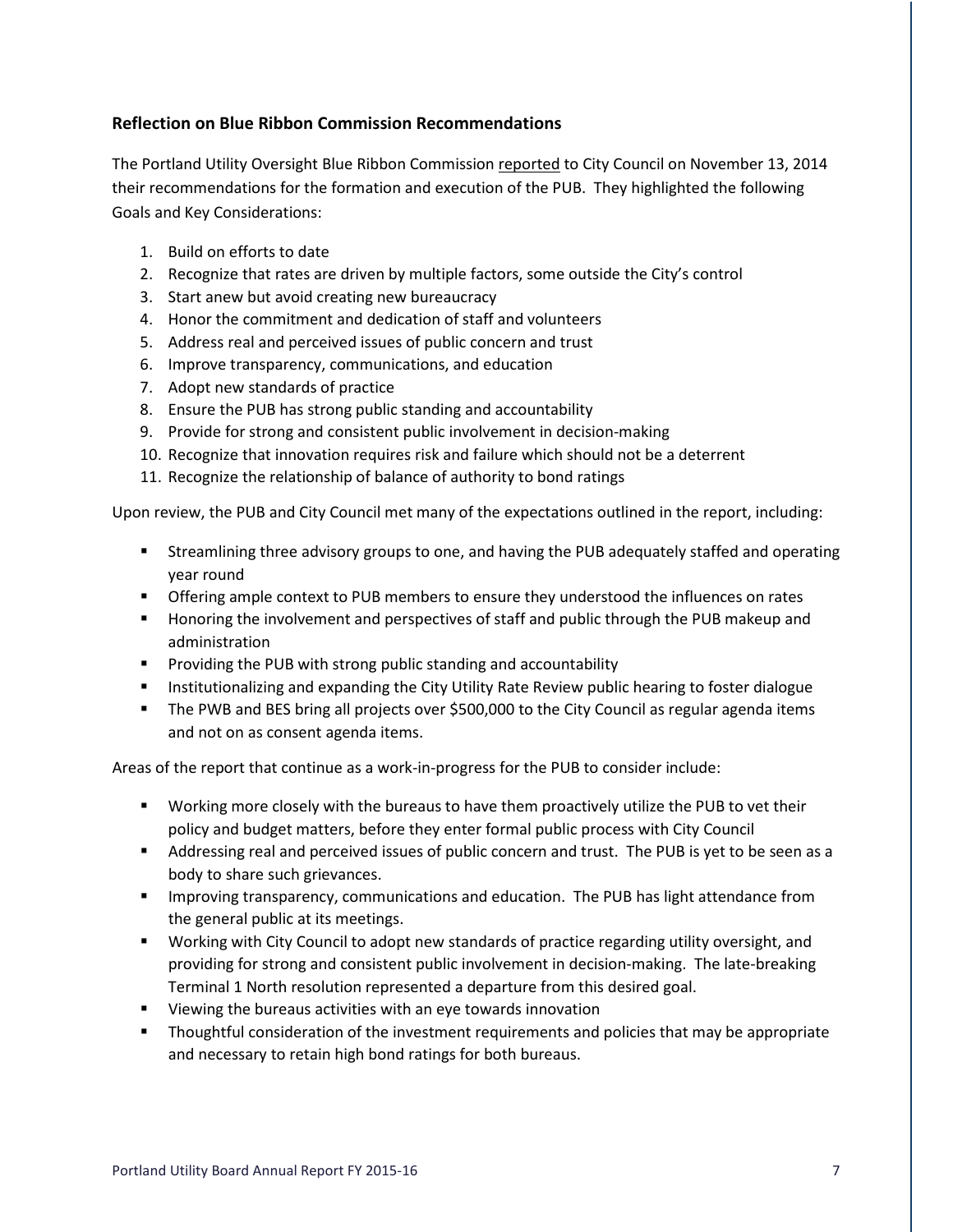### Reflection on Blue Ribbon Commission Recommendations

The Portland Utility Oversight Blue Ribbon Commission reported to City Council on November 13, 2014 their recommendations for the formation and execution of the PUB. They highlighted the following Goals and Key Considerations:

1. Build on efforts to date
2. Recognize that rates are driven by multiple factors, some outside the City's control
3. Start anew but avoid creating new bureaucracy
4. Honor the commitment and dedication of staff and volunteers
5. Address real and perceived issues of public concern and trust
6. Improve transparency, communications, and education
7. Adopt new standards of practice
8. Ensure the PUB has strong public standing and accountability
9. Provide for strong and consistent public involvement in decision-making
10. Recognize that innovation requires risk and failure which should not be a deterrent
11. Recognize the relationship of balance of authority to bond ratings

Upon review, the PUB and City Council met many of the expectations outlined in the report, including:

- Streamlining three advisory groups to one, and having the PUB adequately staffed and operating year round
- Offering ample context to PUB members to ensure they understood the influences on rates
- Honoring the involvement and perspectives of staff and public through the PUB makeup and administration
- Providing the PUB with strong public standing and accountability
- Institutionalizing and expanding the City Utility Rate Review public hearing to foster dialogue
- The PWB and BES bring all projects over $500,000 to the City Council as regular agenda items and not on as consent agenda items.

Areas of the report that continue as a work-in-progress for the PUB to consider include:

- Working more closely with the bureaus to have them proactively utilize the PUB to vet their policy and budget matters, before they enter formal public process with City Council
- Addressing real and perceived issues of public concern and trust. The PUB is yet to be seen as a body to share such grievances.
- Improving transparency, communications and education. The PUB has light attendance from the general public at its meetings.
- Working with City Council to adopt new standards of practice regarding utility oversight, and providing for strong and consistent public involvement in decision-making. The late-breaking Terminal 1 North resolution represented a departure from this desired goal.
- Viewing the bureaus activities with an eye towards innovation
- Thoughtful consideration of the investment requirements and policies that may be appropriate and necessary to retain high bond ratings for both bureaus.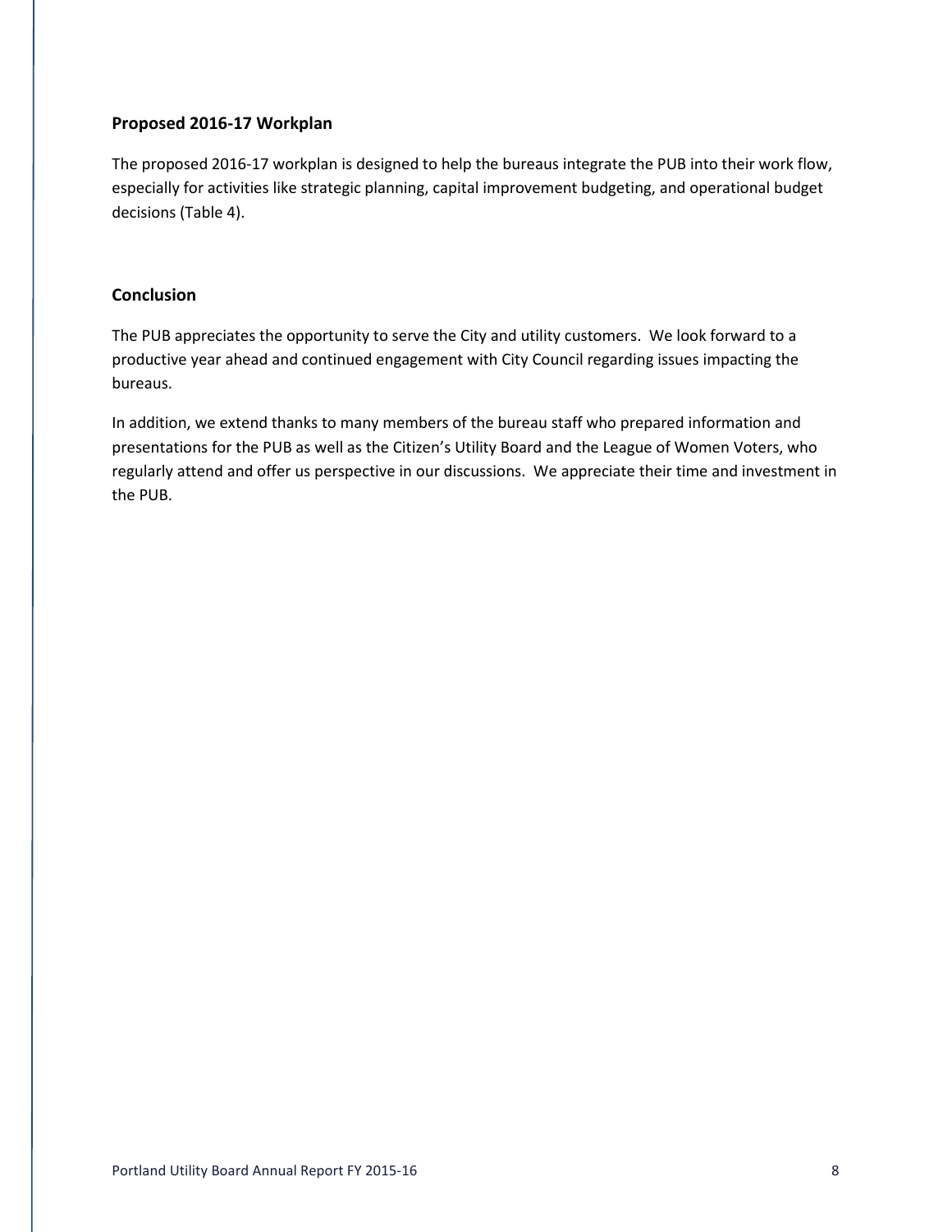## Proposed 2016-17 Workplan

The proposed 2016-17 workplan is designed to help the bureaus integrate the PUB into their work flow, especially for activities like strategic planning, capital improvement budgeting, and operational budget decisions (Table 4).

## Conclusion

The PUB appreciates the opportunity to serve the City and utility customers. We look forward to a productive year ahead and continued engagement with City Council regarding issues impacting the bureaus.

In addition, we extend thanks to many members of the bureau staff who prepared information and presentations for the PUB as well as the Citizen's Utility Board and the League of Women Voters, who regularly attend and offer us perspective in our discussions. We appreciate their time and investment in the PUB.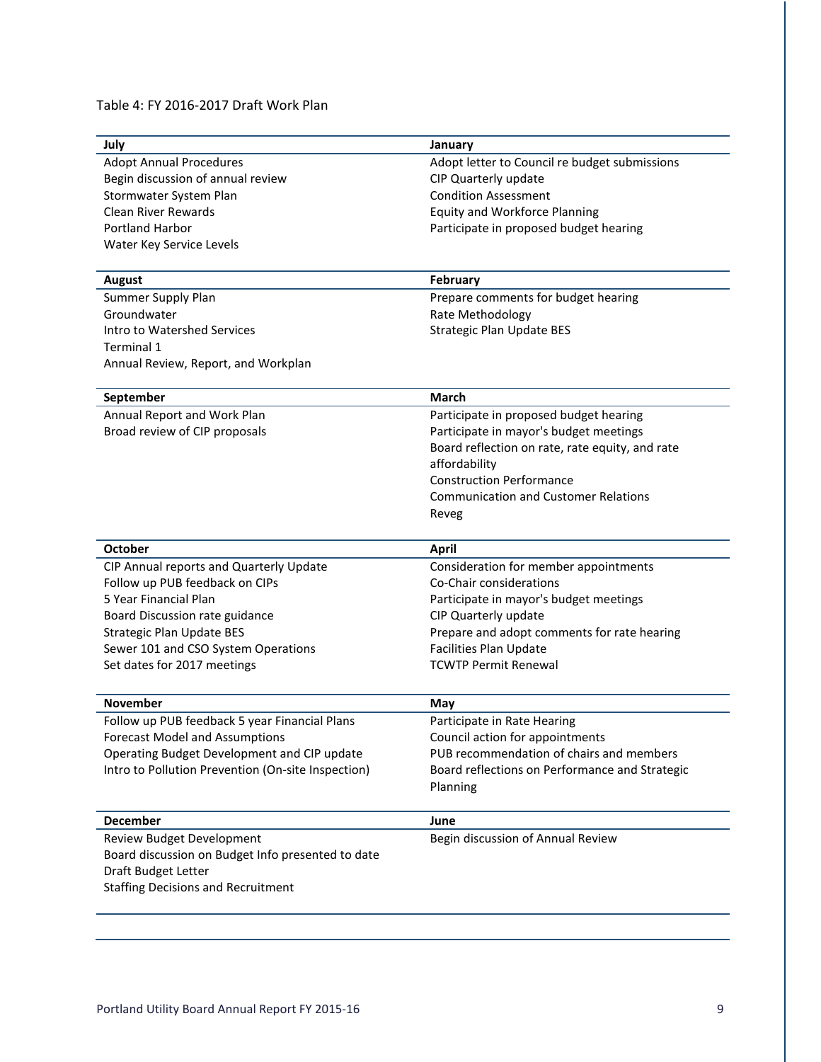Table 4: FY 2016-2017 Draft Work Plan

| July | January |
|---|---|
| Adopt Annual Procedures<br>Begin discussion of annual review<br>Stormwater System Plan<br>Clean River Rewards<br>Portland Harbor<br>Water Key Service Levels | Adopt letter to Council re budget submissions<br>CIP Quarterly update<br>Condition Assessment<br>Equity and Workforce Planning<br>Participate in proposed budget hearing |
| **August** | **February** |
| Summer Supply Plan<br>Groundwater<br>Intro to Watershed Services<br>Terminal 1<br>Annual Review, Report, and Workplan | Prepare comments for budget hearing<br>Rate Methodology<br>Strategic Plan Update BES |
| **September** | **March** |
| Annual Report and Work Plan<br>Broad review of CIP proposals | Participate in proposed budget hearing<br>Participate in mayor's budget meetings<br>Board reflection on rate, rate equity, and rate affordability<br>Construction Performance<br>Communication and Customer Relations<br>Reveg |
| **October** | **April** |
| CIP Annual reports and Quarterly Update<br>Follow up PUB feedback on CIPs<br>5 Year Financial Plan<br>Board Discussion rate guidance<br>Strategic Plan Update BES<br>Sewer 101 and CSO System Operations<br>Set dates for 2017 meetings | Consideration for member appointments<br>Co-Chair considerations<br>Participate in mayor's budget meetings<br>CIP Quarterly update<br>Prepare and adopt comments for rate hearing<br>Facilities Plan Update<br>TCWTP Permit Renewal |
| **November** | **May** |
| Follow up PUB feedback 5 year Financial Plans<br>Forecast Model and Assumptions<br>Operating Budget Development and CIP update<br>Intro to Pollution Prevention (On-site Inspection) | Participate in Rate Hearing<br>Council action for appointments<br>PUB recommendation of chairs and members<br>Board reflections on Performance and Strategic Planning |
| **December** | **June** |
| Review Budget Development<br>Board discussion on Budget Info presented to date<br>Draft Budget Letter<br>Staffing Decisions and Recruitment | Begin discussion of Annual Review |